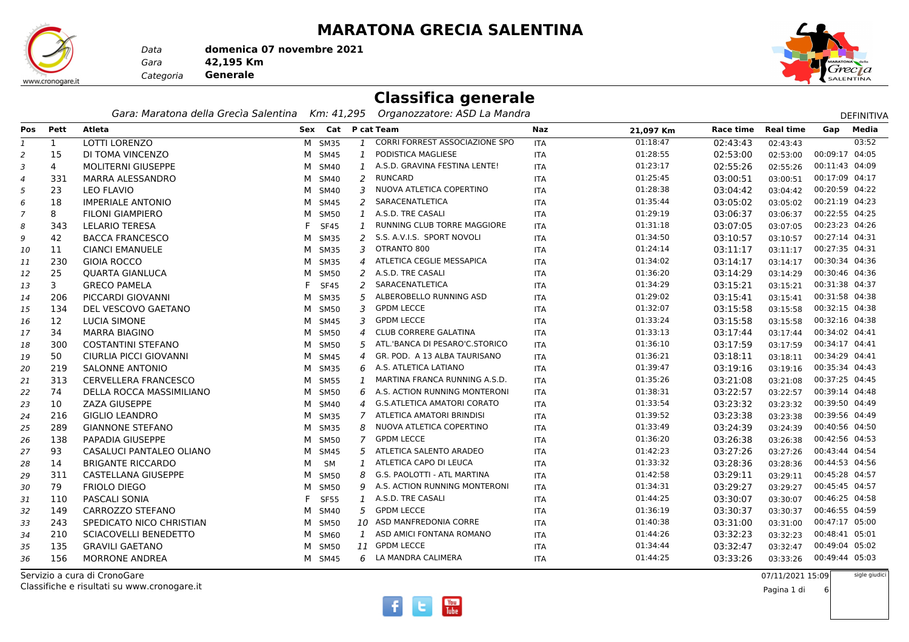# MARATONA GRECIA SALENTINA

*Data* **domenica 07 novembre 2021**
*Gara* **42,195 Km**
*Categoria* **Generale**

## Classifica generale

*Gara: Maratona della Grecìa Salentina  Km: 41,295  Organozzatore: ASD La Mandra*

DEFINITIVA

| Pos | Pett | Atleta | Sex | Cat | P cat | Team | Naz | 21,097 Km | Race time | Real time | Gap | Media |
|---|---|---|---|---|---|---|---|---|---|---|---|---|
| 1 | 1 | LOTTI LORENZO | M | SM35 | 1 | CORRI FORREST ASSOCIAZIONE SPO | ITA | 01:18:47 | 02:43:43 | 02:43:43 | | 03:52 |
| 2 | 15 | DI TOMA VINCENZO | M | SM45 | 1 | PODISTICA MAGLIESE | ITA | 01:28:55 | 02:53:00 | 02:53:00 | 00:09:17 | 04:05 |
| 3 | 4 | MOLITERNI GIUSEPPE | M | SM40 | 1 | A.S.D. GRAVINA FESTINA LENTE! | ITA | 01:23:17 | 02:55:26 | 02:55:26 | 00:11:43 | 04:09 |
| 4 | 331 | MARRA ALESSANDRO | M | SM40 | 2 | RUNCARD | ITA | 01:25:45 | 03:00:51 | 03:00:51 | 00:17:09 | 04:17 |
| 5 | 23 | LEO FLAVIO | M | SM40 | 3 | NUOVA ATLETICA COPERTINO | ITA | 01:28:38 | 03:04:42 | 03:04:42 | 00:20:59 | 04:22 |
| 6 | 18 | IMPERIALE ANTONIO | M | SM45 | 2 | SARACENATLETICA | ITA | 01:35:44 | 03:05:02 | 03:05:02 | 00:21:19 | 04:23 |
| 7 | 8 | FILONI GIAMPIERO | M | SM50 | 1 | A.S.D. TRE CASALI | ITA | 01:29:19 | 03:06:37 | 03:06:37 | 00:22:55 | 04:25 |
| 8 | 343 | LELARIO TERESA | F | SF45 | 1 | RUNNING CLUB TORRE MAGGIORE | ITA | 01:31:18 | 03:07:05 | 03:07:05 | 00:23:23 | 04:26 |
| 9 | 42 | BACCA FRANCESCO | M | SM35 | 2 | S.S. A.V.I.S. SPORT NOVOLI | ITA | 01:34:50 | 03:10:57 | 03:10:57 | 00:27:14 | 04:31 |
| 10 | 11 | CIANCI EMANUELE | M | SM35 | 3 | OTRANTO 800 | ITA | 01:24:14 | 03:11:17 | 03:11:17 | 00:27:35 | 04:31 |
| 11 | 230 | GIOIA ROCCO | M | SM35 | 4 | ATLETICA CEGLIE MESSAPICA | ITA | 01:34:02 | 03:14:17 | 03:14:17 | 00:30:34 | 04:36 |
| 12 | 25 | QUARTA GIANLUCA | M | SM50 | 2 | A.S.D. TRE CASALI | ITA | 01:36:20 | 03:14:29 | 03:14:29 | 00:30:46 | 04:36 |
| 13 | 3 | GRECO PAMELA | F | SF45 | 2 | SARACENATLETICA | ITA | 01:34:29 | 03:15:21 | 03:15:21 | 00:31:38 | 04:37 |
| 14 | 206 | PICCARDI GIOVANNI | M | SM35 | 5 | ALBEROBELLO RUNNING ASD | ITA | 01:29:02 | 03:15:41 | 03:15:41 | 00:31:58 | 04:38 |
| 15 | 134 | DEL VESCOVO GAETANO | M | SM50 | 3 | GPDM LECCE | ITA | 01:32:07 | 03:15:58 | 03:15:58 | 00:32:15 | 04:38 |
| 16 | 12 | LUCIA SIMONE | M | SM45 | 3 | GPDM LECCE | ITA | 01:33:24 | 03:15:58 | 03:15:58 | 00:32:16 | 04:38 |
| 17 | 34 | MARRA BIAGINO | M | SM50 | 4 | CLUB CORRERE GALATINA | ITA | 01:33:13 | 03:17:44 | 03:17:44 | 00:34:02 | 04:41 |
| 18 | 300 | COSTANTINI STEFANO | M | SM50 | 5 | ATL.'BANCA DI PESARO'C.STORICO | ITA | 01:36:10 | 03:17:59 | 03:17:59 | 00:34:17 | 04:41 |
| 19 | 50 | CIURLIA PICCI GIOVANNI | M | SM45 | 4 | GR. POD. A 13 ALBA TAURISANO | ITA | 01:36:21 | 03:18:11 | 03:18:11 | 00:34:29 | 04:41 |
| 20 | 219 | SALONNE ANTONIO | M | SM35 | 6 | A.S. ATLETICA LATIANO | ITA | 01:39:47 | 03:19:16 | 03:19:16 | 00:35:34 | 04:43 |
| 21 | 313 | CERVELLERA FRANCESCO | M | SM55 | 1 | MARTINA FRANCA RUNNING A.S.D. | ITA | 01:35:26 | 03:21:08 | 03:21:08 | 00:37:25 | 04:45 |
| 22 | 74 | DELLA ROCCA MASSIMILIANO | M | SM50 | 6 | A.S. ACTION RUNNING MONTERONI | ITA | 01:38:31 | 03:22:57 | 03:22:57 | 00:39:14 | 04:48 |
| 23 | 10 | ZAZA GIUSEPPE | M | SM40 | 4 | G.S.ATLETICA AMATORI CORATO | ITA | 01:33:54 | 03:23:32 | 03:23:32 | 00:39:50 | 04:49 |
| 24 | 216 | GIGLIO LEANDRO | M | SM35 | 7 | ATLETICA AMATORI BRINDISI | ITA | 01:39:52 | 03:23:38 | 03:23:38 | 00:39:56 | 04:49 |
| 25 | 289 | GIANNONE STEFANO | M | SM35 | 8 | NUOVA ATLETICA COPERTINO | ITA | 01:33:49 | 03:24:39 | 03:24:39 | 00:40:56 | 04:50 |
| 26 | 138 | PAPADIA GIUSEPPE | M | SM50 | 7 | GPDM LECCE | ITA | 01:36:20 | 03:26:38 | 03:26:38 | 00:42:56 | 04:53 |
| 27 | 93 | CASALUCI PANTALEO OLIANO | M | SM45 | 5 | ATLETICA SALENTO ARADEO | ITA | 01:42:23 | 03:27:26 | 03:27:26 | 00:43:44 | 04:54 |
| 28 | 14 | BRIGANTE RICCARDO | M | SM | 1 | ATLETICA CAPO DI LEUCA | ITA | 01:33:32 | 03:28:36 | 03:28:36 | 00:44:53 | 04:56 |
| 29 | 311 | CASTELLANA GIUSEPPE | M | SM50 | 8 | G.S. PAOLOTTI - ATL MARTINA | ITA | 01:42:58 | 03:29:11 | 03:29:11 | 00:45:28 | 04:57 |
| 30 | 79 | FRIOLO DIEGO | M | SM50 | 9 | A.S. ACTION RUNNING MONTERONI | ITA | 01:34:31 | 03:29:27 | 03:29:27 | 00:45:45 | 04:57 |
| 31 | 110 | PASCALI SONIA | F | SF55 | 1 | A.S.D. TRE CASALI | ITA | 01:44:25 | 03:30:07 | 03:30:07 | 00:46:25 | 04:58 |
| 32 | 149 | CARROZZO STEFANO | M | SM40 | 5 | GPDM LECCE | ITA | 01:36:19 | 03:30:37 | 03:30:37 | 00:46:55 | 04:59 |
| 33 | 243 | SPEDICATO NICO CHRISTIAN | M | SM50 | 10 | ASD MANFREDONIA CORRE | ITA | 01:40:38 | 03:31:00 | 03:31:00 | 00:47:17 | 05:00 |
| 34 | 210 | SCIACOVELLI BENEDETTO | M | SM60 | 1 | ASD AMICI FONTANA ROMANO | ITA | 01:44:26 | 03:32:23 | 03:32:23 | 00:48:41 | 05:01 |
| 35 | 135 | GRAVILI GAETANO | M | SM50 | 11 | GPDM LECCE | ITA | 01:34:44 | 03:32:47 | 03:32:47 | 00:49:04 | 05:02 |
| 36 | 156 | MORRONE ANDREA | M | SM45 | 6 | LA MANDRA CALIMERA | ITA | 01:44:25 | 03:33:26 | 03:33:26 | 00:49:44 | 05:03 |

Servizio a cura di CronoGare
Classifiche e risultati su www.cronogare.it

07/11/2021 15:09

sigle giudici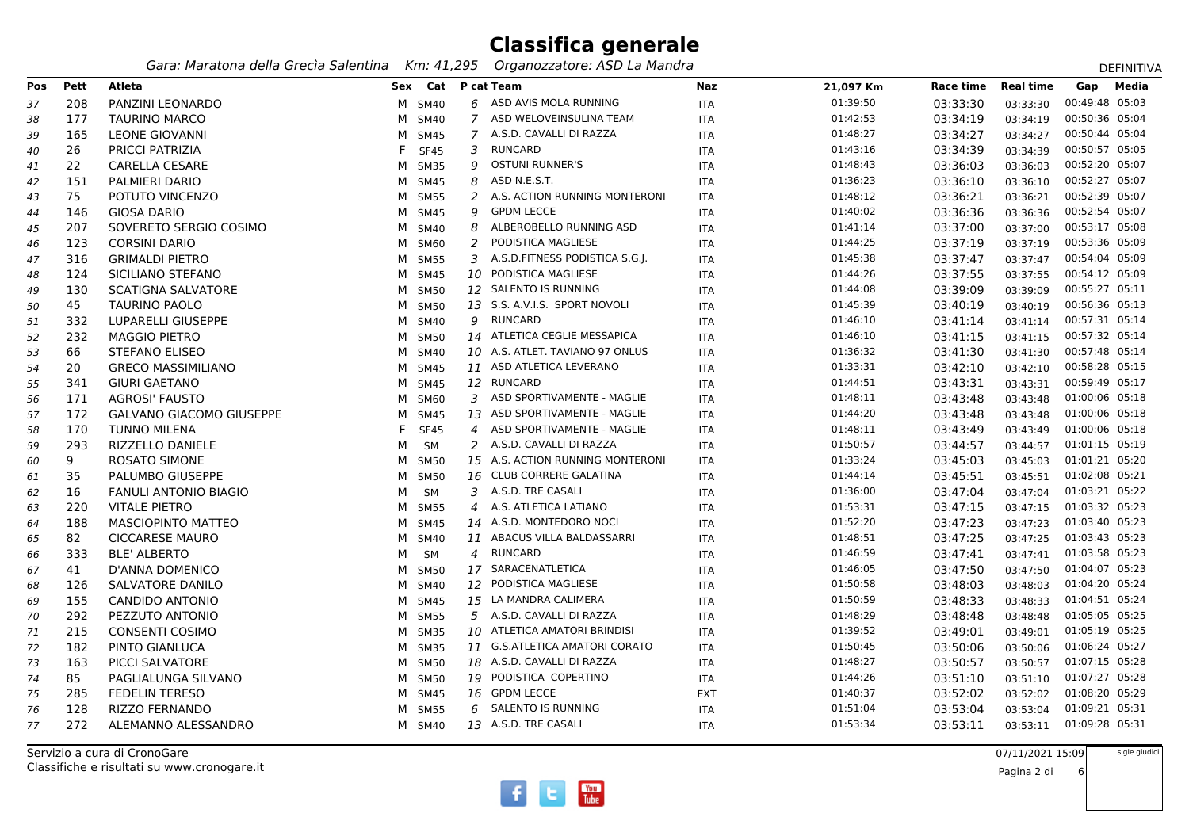# Classifica generale

*Gara: Maratona della Grecìa Salentina Km: 41,295 Organozzatore: ASD La Mandra*

DEFINITIVA

| Pos | Pett | Atleta | Sex | Cat | P cat | Team | Naz | 21,097 Km | Race time | Real time | Gap | Media |
|---|---|---|---|---|---|---|---|---|---|---|---|---|
| 37 | 208 | PANZINI LEONARDO | M | SM40 | 6 | ASD AVIS MOLA RUNNING | ITA | 01:39:50 | 03:33:30 | 03:33:30 | 00:49:48 | 05:03 |
| 38 | 177 | TAURINO MARCO | M | SM40 | 7 | ASD WELOVEINSULINA TEAM | ITA | 01:42:53 | 03:34:19 | 03:34:19 | 00:50:36 | 05:04 |
| 39 | 165 | LEONE GIOVANNI | M | SM45 | 7 | A.S.D. CAVALLI DI RAZZA | ITA | 01:48:27 | 03:34:27 | 03:34:27 | 00:50:44 | 05:04 |
| 40 | 26 | PRICCI PATRIZIA | F | SF45 | 3 | RUNCARD | ITA | 01:43:16 | 03:34:39 | 03:34:39 | 00:50:57 | 05:05 |
| 41 | 22 | CARELLA CESARE | M | SM35 | 9 | OSTUNI RUNNER'S | ITA | 01:48:43 | 03:36:03 | 03:36:03 | 00:52:20 | 05:07 |
| 42 | 151 | PALMIERI DARIO | M | SM45 | 8 | ASD N.E.S.T. | ITA | 01:36:23 | 03:36:10 | 03:36:10 | 00:52:27 | 05:07 |
| 43 | 75 | POTUTO VINCENZO | M | SM55 | 2 | A.S. ACTION RUNNING MONTERONI | ITA | 01:48:12 | 03:36:21 | 03:36:21 | 00:52:39 | 05:07 |
| 44 | 146 | GIOSA DARIO | M | SM45 | 9 | GPDM LECCE | ITA | 01:40:02 | 03:36:36 | 03:36:36 | 00:52:54 | 05:07 |
| 45 | 207 | SOVERETO SERGIO COSIMO | M | SM40 | 8 | ALBEROBELLO RUNNING ASD | ITA | 01:41:14 | 03:37:00 | 03:37:00 | 00:53:17 | 05:08 |
| 46 | 123 | CORSINI DARIO | M | SM60 | 2 | PODISTICA MAGLIESE | ITA | 01:44:25 | 03:37:19 | 03:37:19 | 00:53:36 | 05:09 |
| 47 | 316 | GRIMALDI PIETRO | M | SM55 | 3 | A.S.D.FITNESS PODISTICA S.G.J. | ITA | 01:45:38 | 03:37:47 | 03:37:47 | 00:54:04 | 05:09 |
| 48 | 124 | SICILIANO STEFANO | M | SM45 | 10 | PODISTICA MAGLIESE | ITA | 01:44:26 | 03:37:55 | 03:37:55 | 00:54:12 | 05:09 |
| 49 | 130 | SCATIGNA SALVATORE | M | SM50 | 12 | SALENTO IS RUNNING | ITA | 01:44:08 | 03:39:09 | 03:39:09 | 00:55:27 | 05:11 |
| 50 | 45 | TAURINO PAOLO | M | SM50 | 13 | S.S. A.V.I.S. SPORT NOVOLI | ITA | 01:45:39 | 03:40:19 | 03:40:19 | 00:56:36 | 05:13 |
| 51 | 332 | LUPARELLI GIUSEPPE | M | SM40 | 9 | RUNCARD | ITA | 01:46:10 | 03:41:14 | 03:41:14 | 00:57:31 | 05:14 |
| 52 | 232 | MAGGIO PIETRO | M | SM50 | 14 | ATLETICA CEGLIE MESSAPICA | ITA | 01:46:10 | 03:41:15 | 03:41:15 | 00:57:32 | 05:14 |
| 53 | 66 | STEFANO ELISEO | M | SM40 | 10 | A.S. ATLET. TAVIANO 97 ONLUS | ITA | 01:36:32 | 03:41:30 | 03:41:30 | 00:57:48 | 05:14 |
| 54 | 20 | GRECO MASSIMILIANO | M | SM45 | 11 | ASD ATLETICA LEVERANO | ITA | 01:33:31 | 03:42:10 | 03:42:10 | 00:58:28 | 05:15 |
| 55 | 341 | GIURI GAETANO | M | SM45 | 12 | RUNCARD | ITA | 01:44:51 | 03:43:31 | 03:43:31 | 00:59:49 | 05:17 |
| 56 | 171 | AGROSI' FAUSTO | M | SM60 | 3 | ASD SPORTIVAMENTE - MAGLIE | ITA | 01:48:11 | 03:43:48 | 03:43:48 | 01:00:06 | 05:18 |
| 57 | 172 | GALVANO GIACOMO GIUSEPPE | M | SM45 | 13 | ASD SPORTIVAMENTE - MAGLIE | ITA | 01:44:20 | 03:43:48 | 03:43:48 | 01:00:06 | 05:18 |
| 58 | 170 | TUNNO MILENA | F | SF45 | 4 | ASD SPORTIVAMENTE - MAGLIE | ITA | 01:48:11 | 03:43:49 | 03:43:49 | 01:00:06 | 05:18 |
| 59 | 293 | RIZZELLO DANIELE | M | SM | 2 | A.S.D. CAVALLI DI RAZZA | ITA | 01:50:57 | 03:44:57 | 03:44:57 | 01:01:15 | 05:19 |
| 60 | 9 | ROSATO SIMONE | M | SM50 | 15 | A.S. ACTION RUNNING MONTERONI | ITA | 01:33:24 | 03:45:03 | 03:45:03 | 01:01:21 | 05:20 |
| 61 | 35 | PALUMBO GIUSEPPE | M | SM50 | 16 | CLUB CORRERE GALATINA | ITA | 01:44:14 | 03:45:51 | 03:45:51 | 01:02:08 | 05:21 |
| 62 | 16 | FANULI ANTONIO BIAGIO | M | SM | 3 | A.S.D. TRE CASALI | ITA | 01:36:00 | 03:47:04 | 03:47:04 | 01:03:21 | 05:22 |
| 63 | 220 | VITALE PIETRO | M | SM55 | 4 | A.S. ATLETICA LATIANO | ITA | 01:53:31 | 03:47:15 | 03:47:15 | 01:03:32 | 05:23 |
| 64 | 188 | MASCIOPINTO MATTEO | M | SM45 | 14 | A.S.D. MONTEDORO NOCI | ITA | 01:52:20 | 03:47:23 | 03:47:23 | 01:03:40 | 05:23 |
| 65 | 82 | CICCARESE MAURO | M | SM40 | 11 | ABACUS VILLA BALDASSARRI | ITA | 01:48:51 | 03:47:25 | 03:47:25 | 01:03:43 | 05:23 |
| 66 | 333 | BLE' ALBERTO | M | SM | 4 | RUNCARD | ITA | 01:46:59 | 03:47:41 | 03:47:41 | 01:03:58 | 05:23 |
| 67 | 41 | D'ANNA DOMENICO | M | SM50 | 17 | SARACENATLETICA | ITA | 01:46:05 | 03:47:50 | 03:47:50 | 01:04:07 | 05:23 |
| 68 | 126 | SALVATORE DANILO | M | SM40 | 12 | PODISTICA MAGLIESE | ITA | 01:50:58 | 03:48:03 | 03:48:03 | 01:04:20 | 05:24 |
| 69 | 155 | CANDIDO ANTONIO | M | SM45 | 15 | LA MANDRA CALIMERA | ITA | 01:50:59 | 03:48:33 | 03:48:33 | 01:04:51 | 05:24 |
| 70 | 292 | PEZZUTO ANTONIO | M | SM55 | 5 | A.S.D. CAVALLI DI RAZZA | ITA | 01:48:29 | 03:48:48 | 03:48:48 | 01:05:05 | 05:25 |
| 71 | 215 | CONSENTI COSIMO | M | SM35 | 10 | ATLETICA AMATORI BRINDISI | ITA | 01:39:52 | 03:49:01 | 03:49:01 | 01:05:19 | 05:25 |
| 72 | 182 | PINTO GIANLUCA | M | SM35 | 11 | G.S.ATLETICA AMATORI CORATO | ITA | 01:50:45 | 03:50:06 | 03:50:06 | 01:06:24 | 05:27 |
| 73 | 163 | PICCI SALVATORE | M | SM50 | 18 | A.S.D. CAVALLI DI RAZZA | ITA | 01:48:27 | 03:50:57 | 03:50:57 | 01:07:15 | 05:28 |
| 74 | 85 | PAGLIALUNGA SILVANO | M | SM50 | 19 | PODISTICA COPERTINO | ITA | 01:44:26 | 03:51:10 | 03:51:10 | 01:07:27 | 05:28 |
| 75 | 285 | FEDELIN TERESO | M | SM45 | 16 | GPDM LECCE | EXT | 01:40:37 | 03:52:02 | 03:52:02 | 01:08:20 | 05:29 |
| 76 | 128 | RIZZO FERNANDO | M | SM55 | 6 | SALENTO IS RUNNING | ITA | 01:51:04 | 03:53:04 | 03:53:04 | 01:09:21 | 05:31 |
| 77 | 272 | ALEMANNO ALESSANDRO | M | SM40 | 13 | A.S.D. TRE CASALI | ITA | 01:53:34 | 03:53:11 | 03:53:11 | 01:09:28 | 05:31 |

Servizio a cura di CronoGare
Classifiche e risultati su www.cronogare.it

07/11/2021 15:09

sigle giudici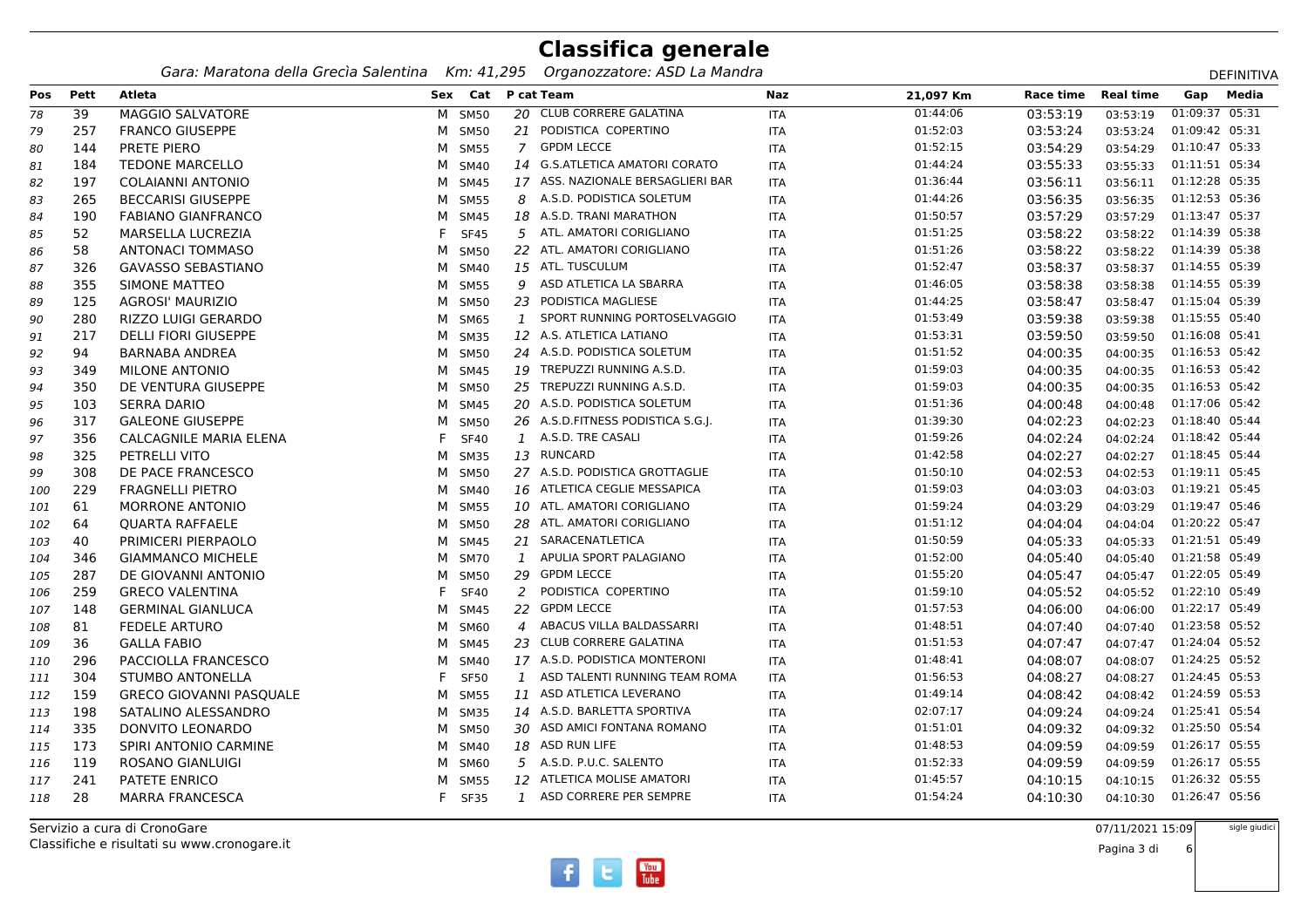# Classifica generale

*Gara: Maratona della Grecìa Salentina   Km: 41,295   Organozzatore: ASD La Mandra*

DEFINITIVA

| Pos | Pett | Atleta | Sex | Cat | P cat | Team | Naz | 21,097 Km | Race time | Real time | Gap | Media |
|---|---|---|---|---|---|---|---|---|---|---|---|---|
| 78 | 39 | MAGGIO SALVATORE | M | SM50 | 20 | CLUB CORRERE GALATINA | ITA | 01:44:06 | 03:53:19 | 03:53:19 | 01:09:37 | 05:31 |
| 79 | 257 | FRANCO GIUSEPPE | M | SM50 | 21 | PODISTICA COPERTINO | ITA | 01:52:03 | 03:53:24 | 03:53:24 | 01:09:42 | 05:31 |
| 80 | 144 | PRETE PIERO | M | SM55 | 7 | GPDM LECCE | ITA | 01:52:15 | 03:54:29 | 03:54:29 | 01:10:47 | 05:33 |
| 81 | 184 | TEDONE MARCELLO | M | SM40 | 14 | G.S.ATLETICA AMATORI CORATO | ITA | 01:44:24 | 03:55:33 | 03:55:33 | 01:11:51 | 05:34 |
| 82 | 197 | COLAIANNI ANTONIO | M | SM45 | 17 | ASS. NAZIONALE BERSAGLIERI BAR | ITA | 01:36:44 | 03:56:11 | 03:56:11 | 01:12:28 | 05:35 |
| 83 | 265 | BECCARISI GIUSEPPE | M | SM55 | 8 | A.S.D. PODISTICA SOLETUM | ITA | 01:44:26 | 03:56:35 | 03:56:35 | 01:12:53 | 05:36 |
| 84 | 190 | FABIANO GIANFRANCO | M | SM45 | 18 | A.S.D. TRANI MARATHON | ITA | 01:50:57 | 03:57:29 | 03:57:29 | 01:13:47 | 05:37 |
| 85 | 52 | MARSELLA LUCREZIA | F | SF45 | 5 | ATL. AMATORI CORIGLIANO | ITA | 01:51:25 | 03:58:22 | 03:58:22 | 01:14:39 | 05:38 |
| 86 | 58 | ANTONACI TOMMASO | M | SM50 | 22 | ATL. AMATORI CORIGLIANO | ITA | 01:51:26 | 03:58:22 | 03:58:22 | 01:14:39 | 05:38 |
| 87 | 326 | GAVASSO SEBASTIANO | M | SM40 | 15 | ATL. TUSCULUM | ITA | 01:52:47 | 03:58:37 | 03:58:37 | 01:14:55 | 05:39 |
| 88 | 355 | SIMONE MATTEO | M | SM55 | 9 | ASD ATLETICA LA SBARRA | ITA | 01:46:05 | 03:58:38 | 03:58:38 | 01:14:55 | 05:39 |
| 89 | 125 | AGROSI' MAURIZIO | M | SM50 | 23 | PODISTICA MAGLIESE | ITA | 01:44:25 | 03:58:47 | 03:58:47 | 01:15:04 | 05:39 |
| 90 | 280 | RIZZO LUIGI GERARDO | M | SM65 | 1 | SPORT RUNNING PORTOSELVAGGIO | ITA | 01:53:49 | 03:59:38 | 03:59:38 | 01:15:55 | 05:40 |
| 91 | 217 | DELLI FIORI GIUSEPPE | M | SM35 | 12 | A.S. ATLETICA LATIANO | ITA | 01:53:31 | 03:59:50 | 03:59:50 | 01:16:08 | 05:41 |
| 92 | 94 | BARNABA ANDREA | M | SM50 | 24 | A.S.D. PODISTICA SOLETUM | ITA | 01:51:52 | 04:00:35 | 04:00:35 | 01:16:53 | 05:42 |
| 93 | 349 | MILONE ANTONIO | M | SM45 | 19 | TREPUZZI RUNNING A.S.D. | ITA | 01:59:03 | 04:00:35 | 04:00:35 | 01:16:53 | 05:42 |
| 94 | 350 | DE VENTURA GIUSEPPE | M | SM50 | 25 | TREPUZZI RUNNING A.S.D. | ITA | 01:59:03 | 04:00:35 | 04:00:35 | 01:16:53 | 05:42 |
| 95 | 103 | SERRA DARIO | M | SM45 | 20 | A.S.D. PODISTICA SOLETUM | ITA | 01:51:36 | 04:00:48 | 04:00:48 | 01:17:06 | 05:42 |
| 96 | 317 | GALEONE GIUSEPPE | M | SM50 | 26 | A.S.D.FITNESS PODISTICA S.G.J. | ITA | 01:39:30 | 04:02:23 | 04:02:23 | 01:18:40 | 05:44 |
| 97 | 356 | CALCAGNILE MARIA ELENA | F | SF40 | 1 | A.S.D. TRE CASALI | ITA | 01:59:26 | 04:02:24 | 04:02:24 | 01:18:42 | 05:44 |
| 98 | 325 | PETRELLI VITO | M | SM35 | 13 | RUNCARD | ITA | 01:42:58 | 04:02:27 | 04:02:27 | 01:18:45 | 05:44 |
| 99 | 308 | DE PACE FRANCESCO | M | SM50 | 27 | A.S.D. PODISTICA GROTTAGLIE | ITA | 01:50:10 | 04:02:53 | 04:02:53 | 01:19:11 | 05:45 |
| 100 | 229 | FRAGNELLI PIETRO | M | SM40 | 16 | ATLETICA CEGLIE MESSAPICA | ITA | 01:59:03 | 04:03:03 | 04:03:03 | 01:19:21 | 05:45 |
| 101 | 61 | MORRONE ANTONIO | M | SM55 | 10 | ATL. AMATORI CORIGLIANO | ITA | 01:59:24 | 04:03:29 | 04:03:29 | 01:19:47 | 05:46 |
| 102 | 64 | QUARTA RAFFAELE | M | SM50 | 28 | ATL. AMATORI CORIGLIANO | ITA | 01:51:12 | 04:04:04 | 04:04:04 | 01:20:22 | 05:47 |
| 103 | 40 | PRIMICERI PIERPAOLO | M | SM45 | 21 | SARACENATLETICA | ITA | 01:50:59 | 04:05:33 | 04:05:33 | 01:21:51 | 05:49 |
| 104 | 346 | GIAMMANCO MICHELE | M | SM70 | 1 | APULIA SPORT PALAGIANO | ITA | 01:52:00 | 04:05:40 | 04:05:40 | 01:21:58 | 05:49 |
| 105 | 287 | DE GIOVANNI ANTONIO | M | SM50 | 29 | GPDM LECCE | ITA | 01:55:20 | 04:05:47 | 04:05:47 | 01:22:05 | 05:49 |
| 106 | 259 | GRECO VALENTINA | F | SF40 | 2 | PODISTICA COPERTINO | ITA | 01:59:10 | 04:05:52 | 04:05:52 | 01:22:10 | 05:49 |
| 107 | 148 | GERMINAL GIANLUCA | M | SM45 | 22 | GPDM LECCE | ITA | 01:57:53 | 04:06:00 | 04:06:00 | 01:22:17 | 05:49 |
| 108 | 81 | FEDELE ARTURO | M | SM60 | 4 | ABACUS VILLA BALDASSARRI | ITA | 01:48:51 | 04:07:40 | 04:07:40 | 01:23:58 | 05:52 |
| 109 | 36 | GALLA FABIO | M | SM45 | 23 | CLUB CORRERE GALATINA | ITA | 01:51:53 | 04:07:47 | 04:07:47 | 01:24:04 | 05:52 |
| 110 | 296 | PACCIOLLA FRANCESCO | M | SM40 | 17 | A.S.D. PODISTICA MONTERONI | ITA | 01:48:41 | 04:08:07 | 04:08:07 | 01:24:25 | 05:52 |
| 111 | 304 | STUMBO ANTONELLA | F | SF50 | 1 | ASD TALENTI RUNNING TEAM ROMA | ITA | 01:56:53 | 04:08:27 | 04:08:27 | 01:24:45 | 05:53 |
| 112 | 159 | GRECO GIOVANNI PASQUALE | M | SM55 | 11 | ASD ATLETICA LEVERANO | ITA | 01:49:14 | 04:08:42 | 04:08:42 | 01:24:59 | 05:53 |
| 113 | 198 | SATALINO ALESSANDRO | M | SM35 | 14 | A.S.D. BARLETTA SPORTIVA | ITA | 02:07:17 | 04:09:24 | 04:09:24 | 01:25:41 | 05:54 |
| 114 | 335 | DONVITO LEONARDO | M | SM50 | 30 | ASD AMICI FONTANA ROMANO | ITA | 01:51:01 | 04:09:32 | 04:09:32 | 01:25:50 | 05:54 |
| 115 | 173 | SPIRI ANTONIO CARMINE | M | SM40 | 18 | ASD RUN LIFE | ITA | 01:48:53 | 04:09:59 | 04:09:59 | 01:26:17 | 05:55 |
| 116 | 119 | ROSANO GIANLUIGI | M | SM60 | 5 | A.S.D. P.U.C. SALENTO | ITA | 01:52:33 | 04:09:59 | 04:09:59 | 01:26:17 | 05:55 |
| 117 | 241 | PATETE ENRICO | M | SM55 | 12 | ATLETICA MOLISE AMATORI | ITA | 01:45:57 | 04:10:15 | 04:10:15 | 01:26:32 | 05:55 |
| 118 | 28 | MARRA FRANCESCA | F | SF35 | 1 | ASD CORRERE PER SEMPRE | ITA | 01:54:24 | 04:10:30 | 04:10:30 | 01:26:47 | 05:56 |

Servizio a cura di CronoGare
Classifiche e risultati su www.cronogare.it

07/11/2021 15:09

sigle giudici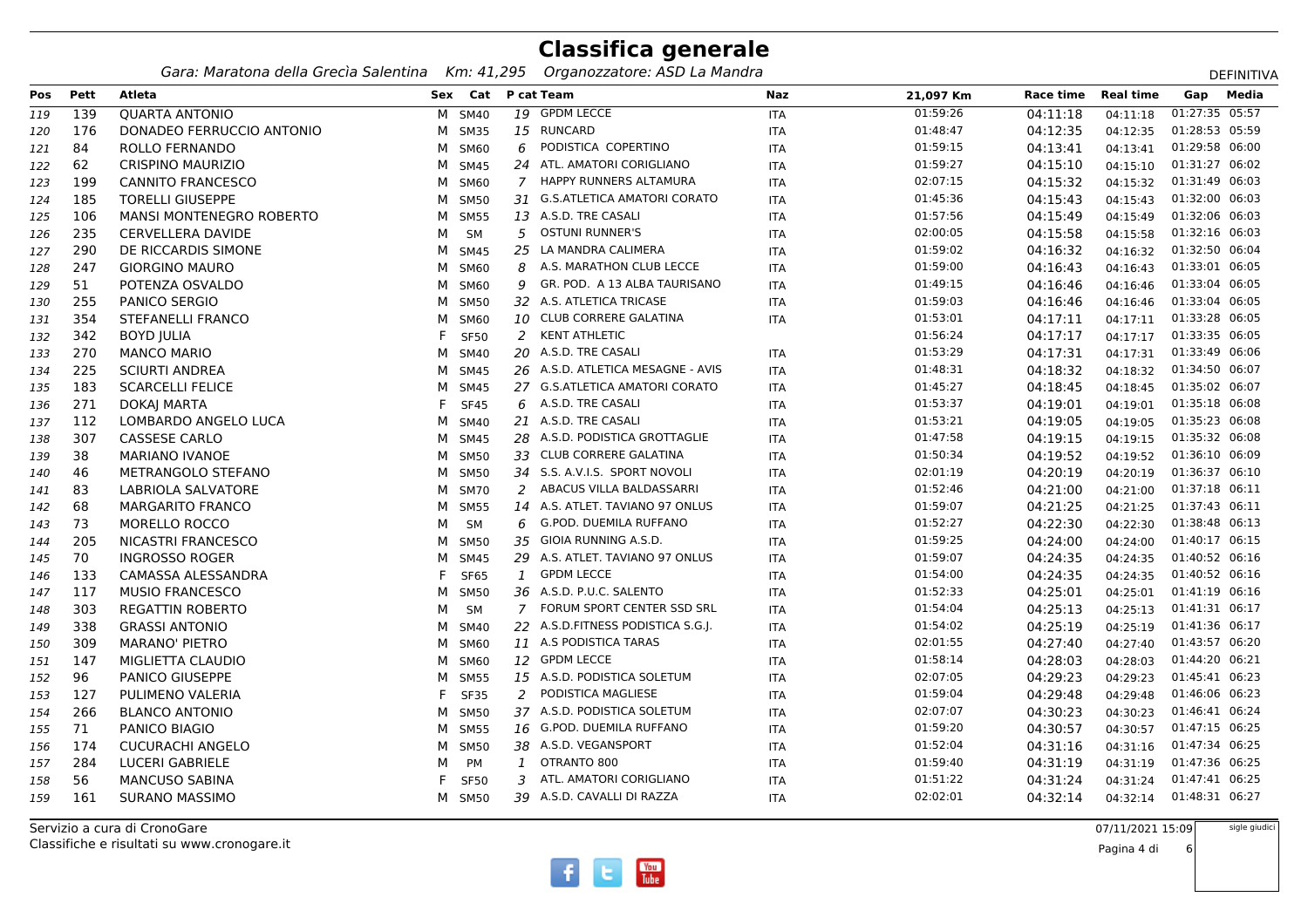# Classifica generale

*Gara: Maratona della Grecìa Salentina   Km: 41,295   Organozzatore: ASD La Mandra*

DEFINITIVA

| Pos | Pett | Atleta | Sex | Cat | P cat | Team | Naz | 21,097 Km | Race time | Real time | Gap | Media |
|---|---|---|---|---|---|---|---|---|---|---|---|---|
| 119 | 139 | QUARTA ANTONIO | M | SM40 | 19 | GPDM LECCE | ITA | 01:59:26 | 04:11:18 | 04:11:18 | 01:27:35 | 05:57 |
| 120 | 176 | DONADEO FERRUCCIO ANTONIO | M | SM35 | 15 | RUNCARD | ITA | 01:48:47 | 04:12:35 | 04:12:35 | 01:28:53 | 05:59 |
| 121 | 84 | ROLLO FERNANDO | M | SM60 | 6 | PODISTICA COPERTINO | ITA | 01:59:15 | 04:13:41 | 04:13:41 | 01:29:58 | 06:00 |
| 122 | 62 | CRISPINO MAURIZIO | M | SM45 | 24 | ATL. AMATORI CORIGLIANO | ITA | 01:59:27 | 04:15:10 | 04:15:10 | 01:31:27 | 06:02 |
| 123 | 199 | CANNITO FRANCESCO | M | SM60 | 7 | HAPPY RUNNERS ALTAMURA | ITA | 02:07:15 | 04:15:32 | 04:15:32 | 01:31:49 | 06:03 |
| 124 | 185 | TORELLI GIUSEPPE | M | SM50 | 31 | G.S.ATLETICA AMATORI CORATO | ITA | 01:45:36 | 04:15:43 | 04:15:43 | 01:32:00 | 06:03 |
| 125 | 106 | MANSI MONTENEGRO ROBERTO | M | SM55 | 13 | A.S.D. TRE CASALI | ITA | 01:57:56 | 04:15:49 | 04:15:49 | 01:32:06 | 06:03 |
| 126 | 235 | CERVELLERA DAVIDE | M | SM | 5 | OSTUNI RUNNER'S | ITA | 02:00:05 | 04:15:58 | 04:15:58 | 01:32:16 | 06:03 |
| 127 | 290 | DE RICCARDIS SIMONE | M | SM45 | 25 | LA MANDRA CALIMERA | ITA | 01:59:02 | 04:16:32 | 04:16:32 | 01:32:50 | 06:04 |
| 128 | 247 | GIORGINO MAURO | M | SM60 | 8 | A.S. MARATHON CLUB LECCE | ITA | 01:59:00 | 04:16:43 | 04:16:43 | 01:33:01 | 06:05 |
| 129 | 51 | POTENZA OSVALDO | M | SM60 | 9 | GR. POD. A 13 ALBA TAURISANO | ITA | 01:49:15 | 04:16:46 | 04:16:46 | 01:33:04 | 06:05 |
| 130 | 255 | PANICO SERGIO | M | SM50 | 32 | A.S. ATLETICA TRICASE | ITA | 01:59:03 | 04:16:46 | 04:16:46 | 01:33:04 | 06:05 |
| 131 | 354 | STEFANELLI FRANCO | M | SM60 | 10 | CLUB CORRERE GALATINA | ITA | 01:53:01 | 04:17:11 | 04:17:11 | 01:33:28 | 06:05 |
| 132 | 342 | BOYD JULIA | F | SF50 | 2 | KENT ATHLETIC | | 01:56:24 | 04:17:17 | 04:17:17 | 01:33:35 | 06:05 |
| 133 | 270 | MANCO MARIO | M | SM40 | 20 | A.S.D. TRE CASALI | ITA | 01:53:29 | 04:17:31 | 04:17:31 | 01:33:49 | 06:06 |
| 134 | 225 | SCIURTI ANDREA | M | SM45 | 26 | A.S.D. ATLETICA MESAGNE - AVIS | ITA | 01:48:31 | 04:18:32 | 04:18:32 | 01:34:50 | 06:07 |
| 135 | 183 | SCARCELLI FELICE | M | SM45 | 27 | G.S.ATLETICA AMATORI CORATO | ITA | 01:45:27 | 04:18:45 | 04:18:45 | 01:35:02 | 06:07 |
| 136 | 271 | DOKAJ MARTA | F | SF45 | 6 | A.S.D. TRE CASALI | ITA | 01:53:37 | 04:19:01 | 04:19:01 | 01:35:18 | 06:08 |
| 137 | 112 | LOMBARDO ANGELO LUCA | M | SM40 | 21 | A.S.D. TRE CASALI | ITA | 01:53:21 | 04:19:05 | 04:19:05 | 01:35:23 | 06:08 |
| 138 | 307 | CASSESE CARLO | M | SM45 | 28 | A.S.D. PODISTICA GROTTAGLIE | ITA | 01:47:58 | 04:19:15 | 04:19:15 | 01:35:32 | 06:08 |
| 139 | 38 | MARIANO IVANOE | M | SM50 | 33 | CLUB CORRERE GALATINA | ITA | 01:50:34 | 04:19:52 | 04:19:52 | 01:36:10 | 06:09 |
| 140 | 46 | METRANGOLO STEFANO | M | SM50 | 34 | S.S. A.V.I.S. SPORT NOVOLI | ITA | 02:01:19 | 04:20:19 | 04:20:19 | 01:36:37 | 06:10 |
| 141 | 83 | LABRIOLA SALVATORE | M | SM70 | 2 | ABACUS VILLA BALDASSARRI | ITA | 01:52:46 | 04:21:00 | 04:21:00 | 01:37:18 | 06:11 |
| 142 | 68 | MARGARITO FRANCO | M | SM55 | 14 | A.S. ATLET. TAVIANO 97 ONLUS | ITA | 01:59:07 | 04:21:25 | 04:21:25 | 01:37:43 | 06:11 |
| 143 | 73 | MORELLO ROCCO | M | SM | 6 | G.POD. DUEMILA RUFFANO | ITA | 01:52:27 | 04:22:30 | 04:22:30 | 01:38:48 | 06:13 |
| 144 | 205 | NICASTRI FRANCESCO | M | SM50 | 35 | GIOIA RUNNING A.S.D. | ITA | 01:59:25 | 04:24:00 | 04:24:00 | 01:40:17 | 06:15 |
| 145 | 70 | INGROSSO ROGER | M | SM45 | 29 | A.S. ATLET. TAVIANO 97 ONLUS | ITA | 01:59:07 | 04:24:35 | 04:24:35 | 01:40:52 | 06:16 |
| 146 | 133 | CAMASSA ALESSANDRA | F | SF65 | 1 | GPDM LECCE | ITA | 01:54:00 | 04:24:35 | 04:24:35 | 01:40:52 | 06:16 |
| 147 | 117 | MUSIO FRANCESCO | M | SM50 | 36 | A.S.D. P.U.C. SALENTO | ITA | 01:52:33 | 04:25:01 | 04:25:01 | 01:41:19 | 06:16 |
| 148 | 303 | REGATTIN ROBERTO | M | SM | 7 | FORUM SPORT CENTER SSD SRL | ITA | 01:54:04 | 04:25:13 | 04:25:13 | 01:41:31 | 06:17 |
| 149 | 338 | GRASSI ANTONIO | M | SM40 | 22 | A.S.D.FITNESS PODISTICA S.G.J. | ITA | 01:54:02 | 04:25:19 | 04:25:19 | 01:41:36 | 06:17 |
| 150 | 309 | MARANO' PIETRO | M | SM60 | 11 | A.S PODISTICA TARAS | ITA | 02:01:55 | 04:27:40 | 04:27:40 | 01:43:57 | 06:20 |
| 151 | 147 | MIGLIETTA CLAUDIO | M | SM60 | 12 | GPDM LECCE | ITA | 01:58:14 | 04:28:03 | 04:28:03 | 01:44:20 | 06:21 |
| 152 | 96 | PANICO GIUSEPPE | M | SM55 | 15 | A.S.D. PODISTICA SOLETUM | ITA | 02:07:05 | 04:29:23 | 04:29:23 | 01:45:41 | 06:23 |
| 153 | 127 | PULIMENO VALERIA | F | SF35 | 2 | PODISTICA MAGLIESE | ITA | 01:59:04 | 04:29:48 | 04:29:48 | 01:46:06 | 06:23 |
| 154 | 266 | BLANCO ANTONIO | M | SM50 | 37 | A.S.D. PODISTICA SOLETUM | ITA | 02:07:07 | 04:30:23 | 04:30:23 | 01:46:41 | 06:24 |
| 155 | 71 | PANICO BIAGIO | M | SM55 | 16 | G.POD. DUEMILA RUFFANO | ITA | 01:59:20 | 04:30:57 | 04:30:57 | 01:47:15 | 06:25 |
| 156 | 174 | CUCURACHI ANGELO | M | SM50 | 38 | A.S.D. VEGANSPORT | ITA | 01:52:04 | 04:31:16 | 04:31:16 | 01:47:34 | 06:25 |
| 157 | 284 | LUCERI GABRIELE | M | PM | 1 | OTRANTO 800 | ITA | 01:59:40 | 04:31:19 | 04:31:19 | 01:47:36 | 06:25 |
| 158 | 56 | MANCUSO SABINA | F | SF50 | 3 | ATL. AMATORI CORIGLIANO | ITA | 01:51:22 | 04:31:24 | 04:31:24 | 01:47:41 | 06:25 |
| 159 | 161 | SURANO MASSIMO | M | SM50 | 39 | A.S.D. CAVALLI DI RAZZA | ITA | 02:02:01 | 04:32:14 | 04:32:14 | 01:48:31 | 06:27 |

Servizio a cura di CronoGare
Classifiche e risultati su www.cronogare.it

07/11/2021 15:09

sigle giudici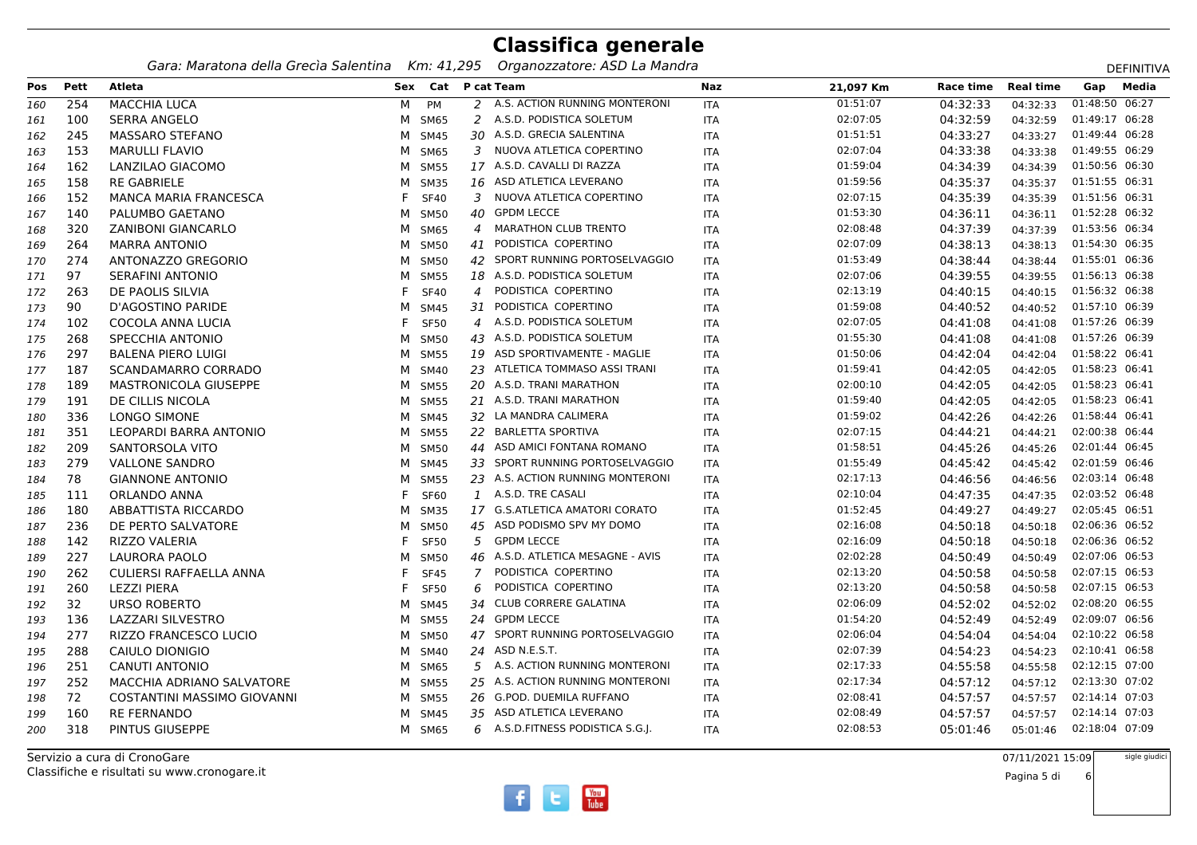# Classifica generale

*Gara: Maratona della Grecìa Salentina   Km: 41,295   Organozzatore: ASD La Mandra*

DEFINITIVA

| Pos | Pett | Atleta | Sex | Cat | P cat | Team | Naz | 21,097 Km | Race time | Real time | Gap | Media |
|---|---|---|---|---|---|---|---|---|---|---|---|---|
| 160 | 254 | MACCHIA LUCA | M | PM | 2 | A.S. ACTION RUNNING MONTERONI | ITA | 01:51:07 | 04:32:33 | 04:32:33 | 01:48:50 | 06:27 |
| 161 | 100 | SERRA ANGELO | M | SM65 | 2 | A.S.D. PODISTICA SOLETUM | ITA | 02:07:05 | 04:32:59 | 04:32:59 | 01:49:17 | 06:28 |
| 162 | 245 | MASSARO STEFANO | M | SM45 | 30 | A.S.D. GRECIA SALENTINA | ITA | 01:51:51 | 04:33:27 | 04:33:27 | 01:49:44 | 06:28 |
| 163 | 153 | MARULLI FLAVIO | M | SM65 | 3 | NUOVA ATLETICA COPERTINO | ITA | 02:07:04 | 04:33:38 | 04:33:38 | 01:49:55 | 06:29 |
| 164 | 162 | LANZILAO GIACOMO | M | SM55 | 17 | A.S.D. CAVALLI DI RAZZA | ITA | 01:59:04 | 04:34:39 | 04:34:39 | 01:50:56 | 06:30 |
| 165 | 158 | RE GABRIELE | M | SM35 | 16 | ASD ATLETICA LEVERANO | ITA | 01:59:56 | 04:35:37 | 04:35:37 | 01:51:55 | 06:31 |
| 166 | 152 | MANCA MARIA FRANCESCA | F | SF40 | 3 | NUOVA ATLETICA COPERTINO | ITA | 02:07:15 | 04:35:39 | 04:35:39 | 01:51:56 | 06:31 |
| 167 | 140 | PALUMBO GAETANO | M | SM50 | 40 | GPDM LECCE | ITA | 01:53:30 | 04:36:11 | 04:36:11 | 01:52:28 | 06:32 |
| 168 | 320 | ZANIBONI GIANCARLO | M | SM65 | 4 | MARATHON CLUB TRENTO | ITA | 02:08:48 | 04:37:39 | 04:37:39 | 01:53:56 | 06:34 |
| 169 | 264 | MARRA ANTONIO | M | SM50 | 41 | PODISTICA COPERTINO | ITA | 02:07:09 | 04:38:13 | 04:38:13 | 01:54:30 | 06:35 |
| 170 | 274 | ANTONAZZO GREGORIO | M | SM50 | 42 | SPORT RUNNING PORTOSELVAGGIO | ITA | 01:53:49 | 04:38:44 | 04:38:44 | 01:55:01 | 06:36 |
| 171 | 97 | SERAFINI ANTONIO | M | SM55 | 18 | A.S.D. PODISTICA SOLETUM | ITA | 02:07:06 | 04:39:55 | 04:39:55 | 01:56:13 | 06:38 |
| 172 | 263 | DE PAOLIS SILVIA | F | SF40 | 4 | PODISTICA COPERTINO | ITA | 02:13:19 | 04:40:15 | 04:40:15 | 01:56:32 | 06:38 |
| 173 | 90 | D'AGOSTINO PARIDE | M | SM45 | 31 | PODISTICA COPERTINO | ITA | 01:59:08 | 04:40:52 | 04:40:52 | 01:57:10 | 06:39 |
| 174 | 102 | COCOLA ANNA LUCIA | F | SF50 | 4 | A.S.D. PODISTICA SOLETUM | ITA | 02:07:05 | 04:41:08 | 04:41:08 | 01:57:26 | 06:39 |
| 175 | 268 | SPECCHIA ANTONIO | M | SM50 | 43 | A.S.D. PODISTICA SOLETUM | ITA | 01:55:30 | 04:41:08 | 04:41:08 | 01:57:26 | 06:39 |
| 176 | 297 | BALENA PIERO LUIGI | M | SM55 | 19 | ASD SPORTIVAMENTE - MAGLIE | ITA | 01:50:06 | 04:42:04 | 04:42:04 | 01:58:22 | 06:41 |
| 177 | 187 | SCANDAMARRO CORRADO | M | SM40 | 23 | ATLETICA TOMMASO ASSI TRANI | ITA | 01:59:41 | 04:42:05 | 04:42:05 | 01:58:23 | 06:41 |
| 178 | 189 | MASTRONICOLA GIUSEPPE | M | SM55 | 20 | A.S.D. TRANI MARATHON | ITA | 02:00:10 | 04:42:05 | 04:42:05 | 01:58:23 | 06:41 |
| 179 | 191 | DE CILLIS NICOLA | M | SM55 | 21 | A.S.D. TRANI MARATHON | ITA | 01:59:40 | 04:42:05 | 04:42:05 | 01:58:23 | 06:41 |
| 180 | 336 | LONGO SIMONE | M | SM45 | 32 | LA MANDRA CALIMERA | ITA | 01:59:02 | 04:42:26 | 04:42:26 | 01:58:44 | 06:41 |
| 181 | 351 | LEOPARDI BARRA ANTONIO | M | SM55 | 22 | BARLETTA SPORTIVA | ITA | 02:07:15 | 04:44:21 | 04:44:21 | 02:00:38 | 06:44 |
| 182 | 209 | SANTORSOLA VITO | M | SM50 | 44 | ASD AMICI FONTANA ROMANO | ITA | 01:58:51 | 04:45:26 | 04:45:26 | 02:01:44 | 06:45 |
| 183 | 279 | VALLONE SANDRO | M | SM45 | 33 | SPORT RUNNING PORTOSELVAGGIO | ITA | 01:55:49 | 04:45:42 | 04:45:42 | 02:01:59 | 06:46 |
| 184 | 78 | GIANNONE ANTONIO | M | SM55 | 23 | A.S. ACTION RUNNING MONTERONI | ITA | 02:17:13 | 04:46:56 | 04:46:56 | 02:03:14 | 06:48 |
| 185 | 111 | ORLANDO ANNA | F | SF60 | 1 | A.S.D. TRE CASALI | ITA | 02:10:04 | 04:47:35 | 04:47:35 | 02:03:52 | 06:48 |
| 186 | 180 | ABBATTISTA RICCARDO | M | SM35 | 17 | G.S.ATLETICA AMATORI CORATO | ITA | 01:52:45 | 04:49:27 | 04:49:27 | 02:05:45 | 06:51 |
| 187 | 236 | DE PERTO SALVATORE | M | SM50 | 45 | ASD PODISMO SPV MY DOMO | ITA | 02:16:08 | 04:50:18 | 04:50:18 | 02:06:36 | 06:52 |
| 188 | 142 | RIZZO VALERIA | F | SF50 | 5 | GPDM LECCE | ITA | 02:16:09 | 04:50:18 | 04:50:18 | 02:06:36 | 06:52 |
| 189 | 227 | LAURORA PAOLO | M | SM50 | 46 | A.S.D. ATLETICA MESAGNE - AVIS | ITA | 02:02:28 | 04:50:49 | 04:50:49 | 02:07:06 | 06:53 |
| 190 | 262 | CULIERSI RAFFAELLA ANNA | F | SF45 | 7 | PODISTICA COPERTINO | ITA | 02:13:20 | 04:50:58 | 04:50:58 | 02:07:15 | 06:53 |
| 191 | 260 | LEZZI PIERA | F | SF50 | 6 | PODISTICA COPERTINO | ITA | 02:13:20 | 04:50:58 | 04:50:58 | 02:07:15 | 06:53 |
| 192 | 32 | URSO ROBERTO | M | SM45 | 34 | CLUB CORRERE GALATINA | ITA | 02:06:09 | 04:52:02 | 04:52:02 | 02:08:20 | 06:55 |
| 193 | 136 | LAZZARI SILVESTRO | M | SM55 | 24 | GPDM LECCE | ITA | 01:54:20 | 04:52:49 | 04:52:49 | 02:09:07 | 06:56 |
| 194 | 277 | RIZZO FRANCESCO LUCIO | M | SM50 | 47 | SPORT RUNNING PORTOSELVAGGIO | ITA | 02:06:04 | 04:54:04 | 04:54:04 | 02:10:22 | 06:58 |
| 195 | 288 | CAIULO DIONIGIO | M | SM40 | 24 | ASD N.E.S.T. | ITA | 02:07:39 | 04:54:23 | 04:54:23 | 02:10:41 | 06:58 |
| 196 | 251 | CANUTI ANTONIO | M | SM65 | 5 | A.S. ACTION RUNNING MONTERONI | ITA | 02:17:33 | 04:55:58 | 04:55:58 | 02:12:15 | 07:00 |
| 197 | 252 | MACCHIA ADRIANO SALVATORE | M | SM55 | 25 | A.S. ACTION RUNNING MONTERONI | ITA | 02:17:34 | 04:57:12 | 04:57:12 | 02:13:30 | 07:02 |
| 198 | 72 | COSTANTINI MASSIMO GIOVANNI | M | SM55 | 26 | G.POD. DUEMILA RUFFANO | ITA | 02:08:41 | 04:57:57 | 04:57:57 | 02:14:14 | 07:03 |
| 199 | 160 | RE FERNANDO | M | SM45 | 35 | ASD ATLETICA LEVERANO | ITA | 02:08:49 | 04:57:57 | 04:57:57 | 02:14:14 | 07:03 |
| 200 | 318 | PINTUS GIUSEPPE | M | SM65 | 6 | A.S.D.FITNESS PODISTICA S.G.J. | ITA | 02:08:53 | 05:01:46 | 05:01:46 | 02:18:04 | 07:09 |

Servizio a cura di CronoGare
Classifiche e risultati su www.cronogare.it

07/11/2021 15:09

sigle giudici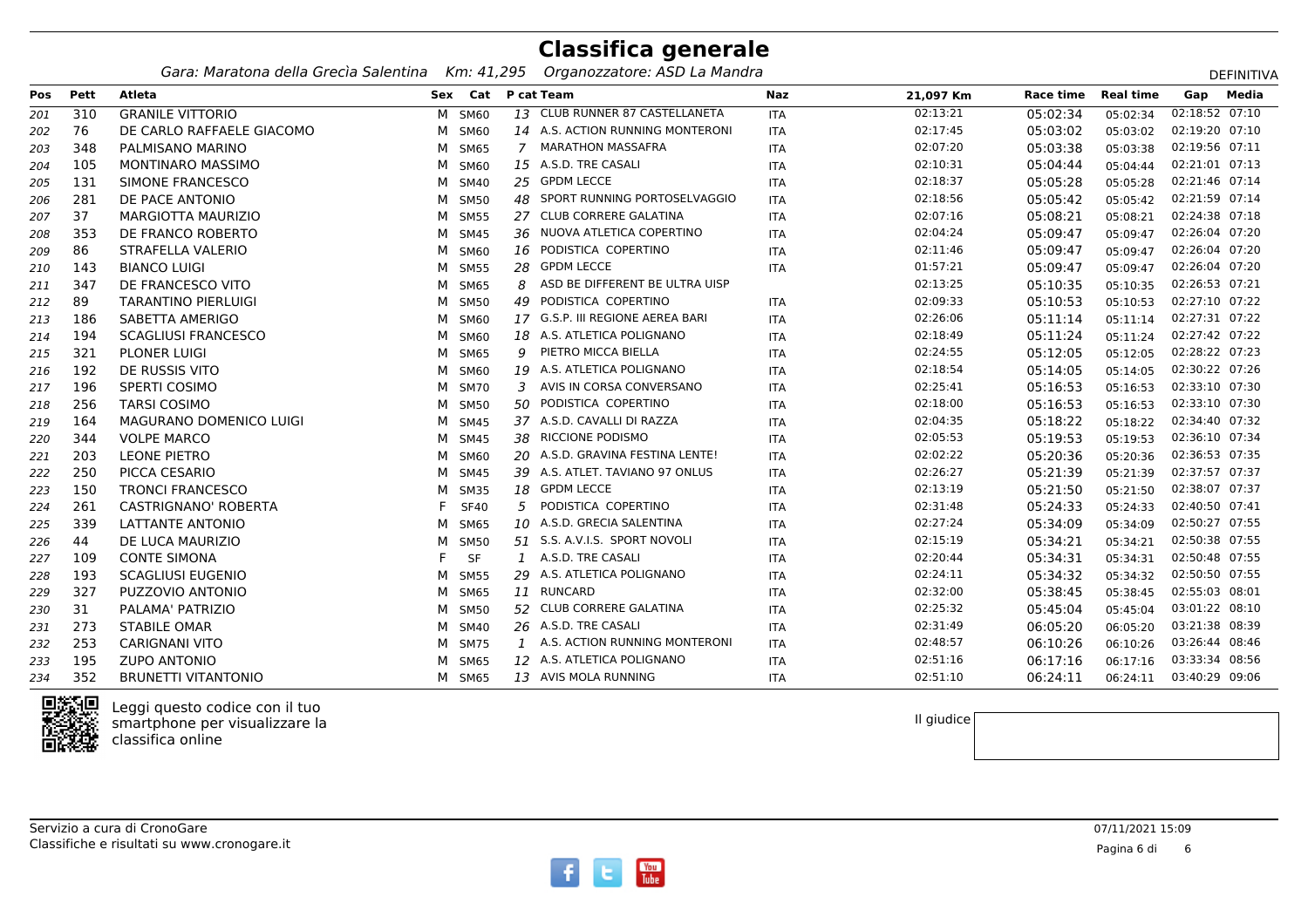# Classifica generale

*Gara: Maratona della Grecìa Salentina* *Km: 41,295* *Organozzatore: ASD La Mandra*

DEFINITIVA

| Pos | Pett | Atleta | Sex | Cat | P cat | Team | Naz | 21,097 Km | Race time | Real time | Gap | Media |
|---|---|---|---|---|---|---|---|---|---|---|---|---|
| 201 | 310 | GRANILE VITTORIO | M | SM60 | 13 | CLUB RUNNER 87 CASTELLANETA | ITA | 02:13:21 | 05:02:34 | 05:02:34 | 02:18:52 | 07:10 |
| 202 | 76 | DE CARLO RAFFAELE GIACOMO | M | SM60 | 14 | A.S. ACTION RUNNING MONTERONI | ITA | 02:17:45 | 05:03:02 | 05:03:02 | 02:19:20 | 07:10 |
| 203 | 348 | PALMISANO MARINO | M | SM65 | 7 | MARATHON MASSAFRA | ITA | 02:07:20 | 05:03:38 | 05:03:38 | 02:19:56 | 07:11 |
| 204 | 105 | MONTINARO MASSIMO | M | SM60 | 15 | A.S.D. TRE CASALI | ITA | 02:10:31 | 05:04:44 | 05:04:44 | 02:21:01 | 07:13 |
| 205 | 131 | SIMONE FRANCESCO | M | SM40 | 25 | GPDM LECCE | ITA | 02:18:37 | 05:05:28 | 05:05:28 | 02:21:46 | 07:14 |
| 206 | 281 | DE PACE ANTONIO | M | SM50 | 48 | SPORT RUNNING PORTOSELVAGGIO | ITA | 02:18:56 | 05:05:42 | 05:05:42 | 02:21:59 | 07:14 |
| 207 | 37 | MARGIOTTA MAURIZIO | M | SM55 | 27 | CLUB CORRERE GALATINA | ITA | 02:07:16 | 05:08:21 | 05:08:21 | 02:24:38 | 07:18 |
| 208 | 353 | DE FRANCO ROBERTO | M | SM45 | 36 | NUOVA ATLETICA COPERTINO | ITA | 02:04:24 | 05:09:47 | 05:09:47 | 02:26:04 | 07:20 |
| 209 | 86 | STRAFELLA VALERIO | M | SM60 | 16 | PODISTICA COPERTINO | ITA | 02:11:46 | 05:09:47 | 05:09:47 | 02:26:04 | 07:20 |
| 210 | 143 | BIANCO LUIGI | M | SM55 | 28 | GPDM LECCE | ITA | 01:57:21 | 05:09:47 | 05:09:47 | 02:26:04 | 07:20 |
| 211 | 347 | DE FRANCESCO VITO | M | SM65 | 8 | ASD BE DIFFERENT BE ULTRA UISP | | 02:13:25 | 05:10:35 | 05:10:35 | 02:26:53 | 07:21 |
| 212 | 89 | TARANTINO PIERLUIGI | M | SM50 | 49 | PODISTICA COPERTINO | ITA | 02:09:33 | 05:10:53 | 05:10:53 | 02:27:10 | 07:22 |
| 213 | 186 | SABETTA AMERIGO | M | SM60 | 17 | G.S.P. III REGIONE AEREA BARI | ITA | 02:26:06 | 05:11:14 | 05:11:14 | 02:27:31 | 07:22 |
| 214 | 194 | SCAGLIUSI FRANCESCO | M | SM60 | 18 | A.S. ATLETICA POLIGNANO | ITA | 02:18:49 | 05:11:24 | 05:11:24 | 02:27:42 | 07:22 |
| 215 | 321 | PLONER LUIGI | M | SM65 | 9 | PIETRO MICCA BIELLA | ITA | 02:24:55 | 05:12:05 | 05:12:05 | 02:28:22 | 07:23 |
| 216 | 192 | DE RUSSIS VITO | M | SM60 | 19 | A.S. ATLETICA POLIGNANO | ITA | 02:18:54 | 05:14:05 | 05:14:05 | 02:30:22 | 07:26 |
| 217 | 196 | SPERTI COSIMO | M | SM70 | 3 | AVIS IN CORSA CONVERSANO | ITA | 02:25:41 | 05:16:53 | 05:16:53 | 02:33:10 | 07:30 |
| 218 | 256 | TARSI COSIMO | M | SM50 | 50 | PODISTICA COPERTINO | ITA | 02:18:00 | 05:16:53 | 05:16:53 | 02:33:10 | 07:30 |
| 219 | 164 | MAGURANO DOMENICO LUIGI | M | SM45 | 37 | A.S.D. CAVALLI DI RAZZA | ITA | 02:04:35 | 05:18:22 | 05:18:22 | 02:34:40 | 07:32 |
| 220 | 344 | VOLPE MARCO | M | SM45 | 38 | RICCIONE PODISMO | ITA | 02:05:53 | 05:19:53 | 05:19:53 | 02:36:10 | 07:34 |
| 221 | 203 | LEONE PIETRO | M | SM60 | 20 | A.S.D. GRAVINA FESTINA LENTE! | ITA | 02:02:22 | 05:20:36 | 05:20:36 | 02:36:53 | 07:35 |
| 222 | 250 | PICCA CESARIO | M | SM45 | 39 | A.S. ATLET. TAVIANO 97 ONLUS | ITA | 02:26:27 | 05:21:39 | 05:21:39 | 02:37:57 | 07:37 |
| 223 | 150 | TRONCI FRANCESCO | M | SM35 | 18 | GPDM LECCE | ITA | 02:13:19 | 05:21:50 | 05:21:50 | 02:38:07 | 07:37 |
| 224 | 261 | CASTRIGNANO' ROBERTA | F | SF40 | 5 | PODISTICA COPERTINO | ITA | 02:31:48 | 05:24:33 | 05:24:33 | 02:40:50 | 07:41 |
| 225 | 339 | LATTANTE ANTONIO | M | SM65 | 10 | A.S.D. GRECIA SALENTINA | ITA | 02:27:24 | 05:34:09 | 05:34:09 | 02:50:27 | 07:55 |
| 226 | 44 | DE LUCA MAURIZIO | M | SM50 | 51 | S.S. A.V.I.S. SPORT NOVOLI | ITA | 02:15:19 | 05:34:21 | 05:34:21 | 02:50:38 | 07:55 |
| 227 | 109 | CONTE SIMONA | F | SF | 1 | A.S.D. TRE CASALI | ITA | 02:20:44 | 05:34:31 | 05:34:31 | 02:50:48 | 07:55 |
| 228 | 193 | SCAGLIUSI EUGENIO | M | SM55 | 29 | A.S. ATLETICA POLIGNANO | ITA | 02:24:11 | 05:34:32 | 05:34:32 | 02:50:50 | 07:55 |
| 229 | 327 | PUZZOVIO ANTONIO | M | SM65 | 11 | RUNCARD | ITA | 02:32:00 | 05:38:45 | 05:38:45 | 02:55:03 | 08:01 |
| 230 | 31 | PALAMA' PATRIZIO | M | SM50 | 52 | CLUB CORRERE GALATINA | ITA | 02:25:32 | 05:45:04 | 05:45:04 | 03:01:22 | 08:10 |
| 231 | 273 | STABILE OMAR | M | SM40 | 26 | A.S.D. TRE CASALI | ITA | 02:31:49 | 06:05:20 | 06:05:20 | 03:21:38 | 08:39 |
| 232 | 253 | CARIGNANI VITO | M | SM75 | 1 | A.S. ACTION RUNNING MONTERONI | ITA | 02:48:57 | 06:10:26 | 06:10:26 | 03:26:44 | 08:46 |
| 233 | 195 | ZUPO ANTONIO | M | SM65 | 12 | A.S. ATLETICA POLIGNANO | ITA | 02:51:16 | 06:17:16 | 06:17:16 | 03:33:34 | 08:56 |
| 234 | 352 | BRUNETTI VITANTONIO | M | SM65 | 13 | AVIS MOLA RUNNING | ITA | 02:51:10 | 06:24:11 | 06:24:11 | 03:40:29 | 09:06 |

Leggi questo codice con il tuo smartphone per visualizzare la classifica online

Il giudice

Servizio a cura di CronoGare
Classifiche e risultati su www.cronogare.it

07/11/2021 15:09